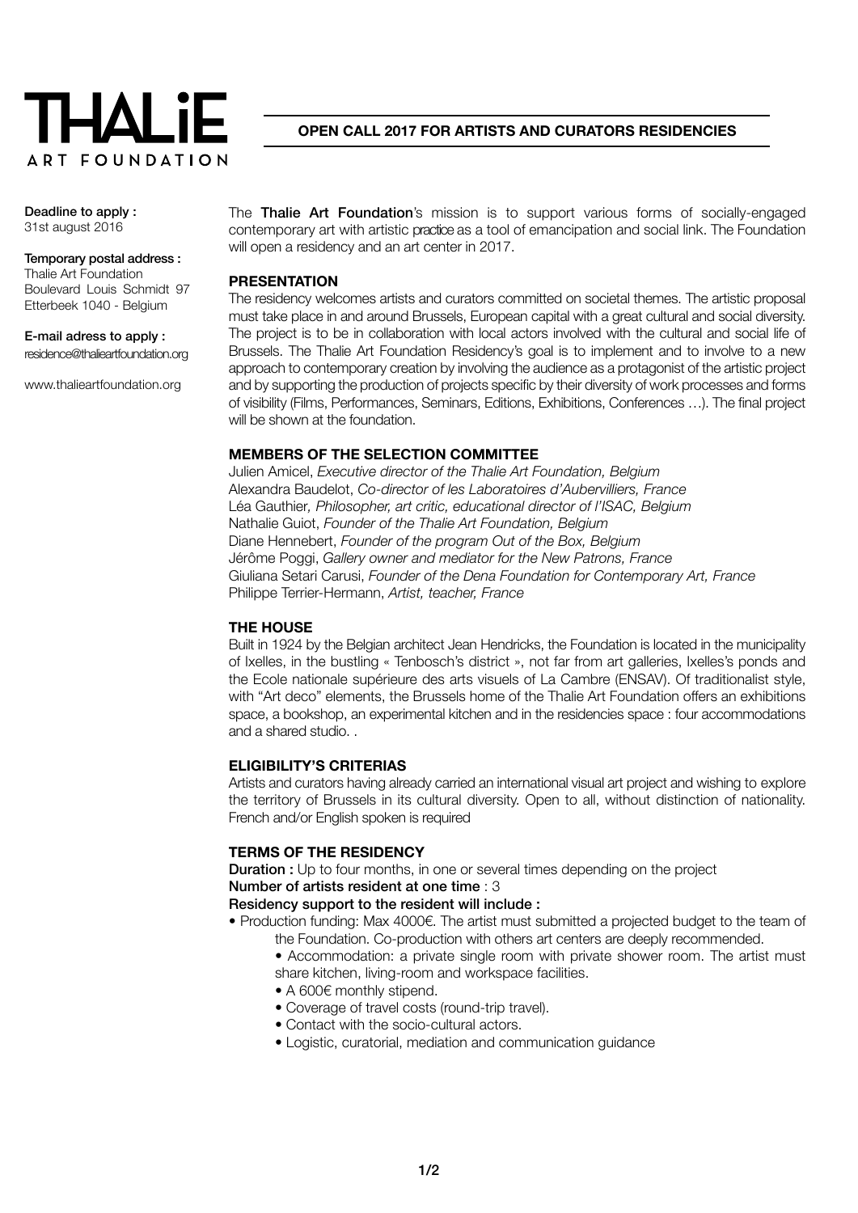# THALiE ART FOUNDATION

## OPEN CALL 2017 FOR ARTISTS AND CURATORS RESIDENCIES

**Deadline to apply :**
31st august 2016

**Temporary postal address :**
Thalie Art Foundation
Boulevard Louis Schmidt 97
Etterbeek 1040 - Belgium

**E-mail adress to apply :**
residence@thalieartfoundation.org

www.thalieartfoundation.org

The **Thalie Art Foundation**'s mission is to support various forms of socially-engaged contemporary art with artistic practice as a tool of emancipation and social link. The Foundation will open a residency and an art center in 2017.

### PRESENTATION

The residency welcomes artists and curators committed on societal themes. The artistic proposal must take place in and around Brussels, European capital with a great cultural and social diversity. The project is to be in collaboration with local actors involved with the cultural and social life of Brussels. The Thalie Art Foundation Residency's goal is to implement and to involve to a new approach to contemporary creation by involving the audience as a protagonist of the artistic project and by supporting the production of projects specific by their diversity of work processes and forms of visibility (Films, Performances, Seminars, Editions, Exhibitions, Conferences …). The final project will be shown at the foundation.

### MEMBERS OF THE SELECTION COMMITTEE

Julien Amicel, *Executive director of the Thalie Art Foundation, Belgium*
Alexandra Baudelot, *Co-director of les Laboratoires d'Aubervilliers, France*
Léa Gauthier, *Philosopher, art critic, educational director of l'ISAC, Belgium*
Nathalie Guiot, *Founder of the Thalie Art Foundation, Belgium*
Diane Hennebert, *Founder of the program Out of the Box, Belgium*
Jérôme Poggi, *Gallery owner and mediator for the New Patrons, France*
Giuliana Setari Carusi, *Founder of the Dena Foundation for Contemporary Art, France*
Philippe Terrier-Hermann, *Artist, teacher, France*

### THE HOUSE

Built in 1924 by the Belgian architect Jean Hendricks, the Foundation is located in the municipality of Ixelles, in the bustling « Tenbosch's district », not far from art galleries, Ixelles's ponds and the Ecole nationale supérieure des arts visuels of La Cambre (ENSAV). Of traditionalist style, with "Art deco" elements, the Brussels home of the Thalie Art Foundation offers an exhibitions space, a bookshop, an experimental kitchen and in the residencies space : four accommodations and a shared studio. .

### ELIGIBILITY'S CRITERIAS

Artists and curators having already carried an international visual art project and wishing to explore the territory of Brussels in its cultural diversity. Open to all, without distinction of nationality. French and/or English spoken is required

### TERMS OF THE RESIDENCY

**Duration :** Up to four months, in one or several times depending on the project
**Number of artists resident at one time** : 3
**Residency support to the resident will include :**

- Production funding: Max 4000€. The artist must submitted a projected budget to the team of the Foundation. Co-production with others art centers are deeply recommended.
- Accommodation: a private single room with private shower room. The artist must share kitchen, living-room and workspace facilities.
- A 600€ monthly stipend.
- Coverage of travel costs (round-trip travel).
- Contact with the socio-cultural actors.
- Logistic, curatorial, mediation and communication guidance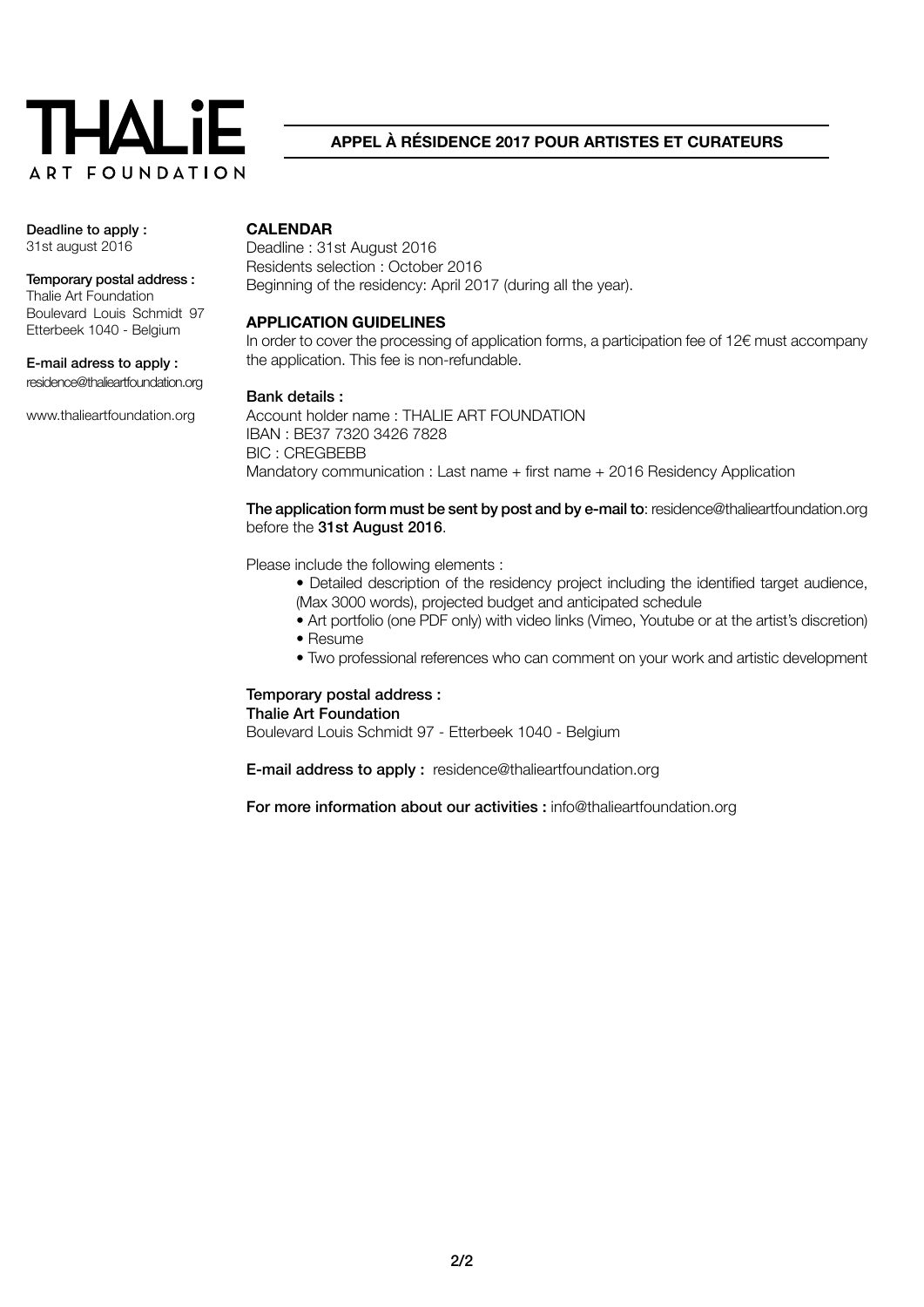# THALiE ART FOUNDATION

## APPEL À RÉSIDENCE 2017 POUR ARTISTES ET CURATEURS

**Deadline to apply :**
31st august 2016

**Temporary postal address :**
Thalie Art Foundation
Boulevard Louis Schmidt 97
Etterbeek 1040 - Belgium

**E-mail adress to apply :**
residence@thalieartfoundation.org

www.thalieartfoundation.org

### CALENDAR

Deadline : 31st August 2016
Residents selection : October 2016
Beginning of the residency: April 2017 (during all the year).

### APPLICATION GUIDELINES

In order to cover the processing of application forms, a participation fee of 12€ must accompany the application. This fee is non-refundable.

**Bank details :**
Account holder name : THALIE ART FOUNDATION
IBAN : BE37 7320 3426 7828
BIC : CREGBEBB
Mandatory communication : Last name + first name + 2016 Residency Application

**The application form must be sent by post and by e-mail to**: residence@thalieartfoundation.org before the **31st August 2016**.

Please include the following elements :

- Detailed description of the residency project including the identified target audience, (Max 3000 words), projected budget and anticipated schedule
- Art portfolio (one PDF only) with video links (Vimeo, Youtube or at the artist's discretion)
- Resume
- Two professional references who can comment on your work and artistic development

**Temporary postal address :**
**Thalie Art Foundation**
Boulevard Louis Schmidt 97 - Etterbeek 1040 - Belgium

**E-mail address to apply :** residence@thalieartfoundation.org

**For more information about our activities :** info@thalieartfoundation.org